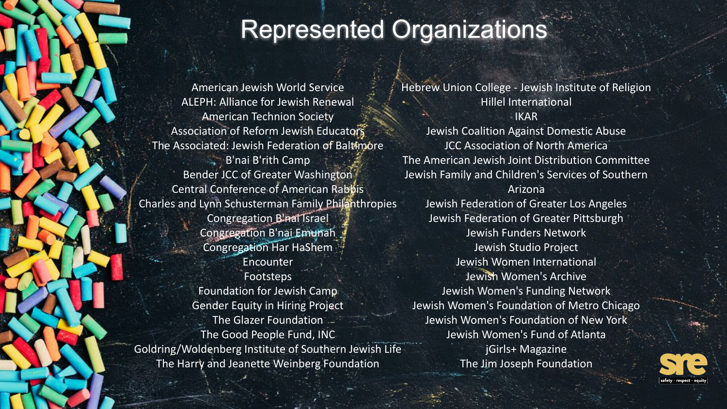# Represented Organizations

American Jewish World Service
ALEPH: Alliance for Jewish Renewal
American Technion Society
Association of Reform Jewish Educators
The Associated: Jewish Federation of Baltimore
B'nai B'rith Camp
Bender JCC of Greater Washington
Central Conference of American Rabbis
Charles and Lynn Schusterman Family Philanthropies
Congregation B'nai Israel
Congregation B'nai Emunah
Congregation Har HaShem
Encounter
Footsteps
Foundation for Jewish Camp
Gender Equity in Hiring Project
The Glazer Foundation
The Good People Fund, INC
Goldring/Woldenberg Institute of Southern Jewish Life
The Harry and Jeanette Weinberg Foundation
Hebrew Union College - Jewish Institute of Religion
Hillel International
IKAR
Jewish Coalition Against Domestic Abuse
JCC Association of North America
The American Jewish Joint Distribution Committee
Jewish Family and Children's Services of Southern Arizona
Jewish Federation of Greater Los Angeles
Jewish Federation of Greater Pittsburgh
Jewish Funders Network
Jewish Studio Project
Jewish Women International
Jewish Women's Archive
Jewish Women's Funding Network
Jewish Women's Foundation of Metro Chicago
Jewish Women's Foundation of New York
Jewish Women's Fund of Atlanta
jGirls+ Magazine
The Jim Joseph Foundation

sre
safety · respect · equity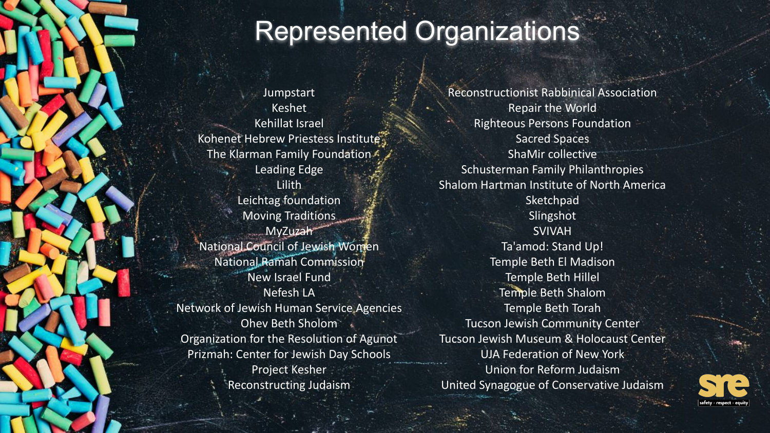# Represented Organizations

- Jumpstart
- Keshet
- Kehillat Israel
- Kohenet Hebrew Priestess Institute
- The Klarman Family Foundation
- Leading Edge
- Lilith
- Leichtag foundation
- Moving Traditions
- MyZuzah
- National Council of Jewish Women
- National Ramah Commission
- New Israel Fund
- Nefesh LA
- Network of Jewish Human Service Agencies
- Ohev Beth Sholom
- Organization for the Resolution of Agunot
- Prizmah: Center for Jewish Day Schools
- Project Kesher
- Reconstructing Judaism
- Reconstructionist Rabbinical Association
- Repair the World
- Righteous Persons Foundation
- Sacred Spaces
- ShaMir collective
- Schusterman Family Philanthropies
- Shalom Hartman Institute of North America
- Sketchpad
- Slingshot
- SVIVAH
- Ta'amod: Stand Up!
- Temple Beth El Madison
- Temple Beth Hillel
- Temple Beth Shalom
- Temple Beth Torah
- Tucson Jewish Community Center
- Tucson Jewish Museum & Holocaust Center
- UJA Federation of New York
- Union for Reform Judaism
- United Synagogue of Conservative Judaism

sre
safety · respect · equity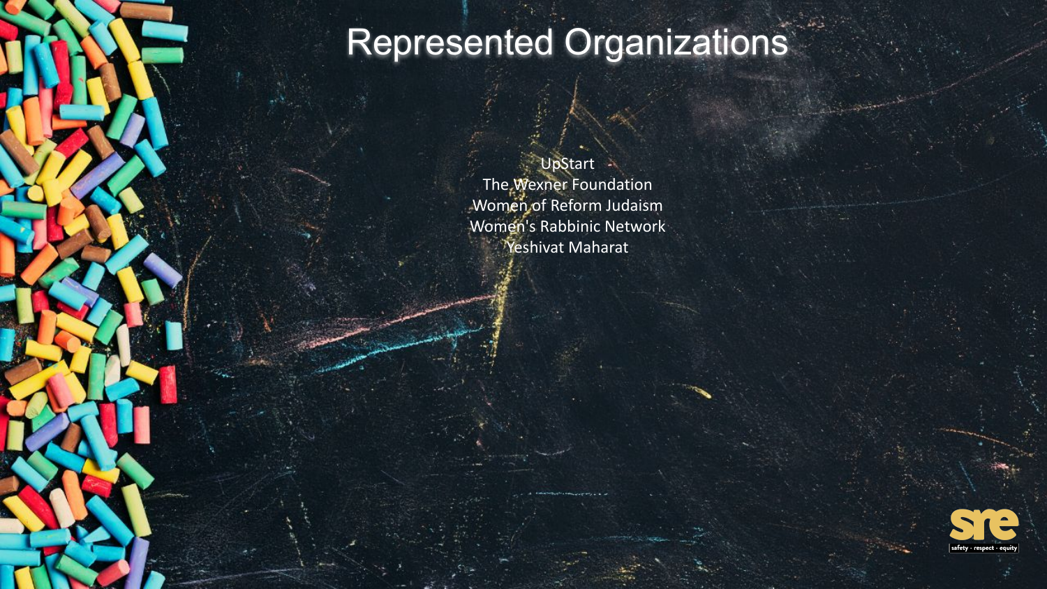# Represented Organizations

UpStart
The Wexner Foundation
Women of Reform Judaism
Women's Rabbinic Network
Yeshivat Maharat

sre
safety · respect · equity